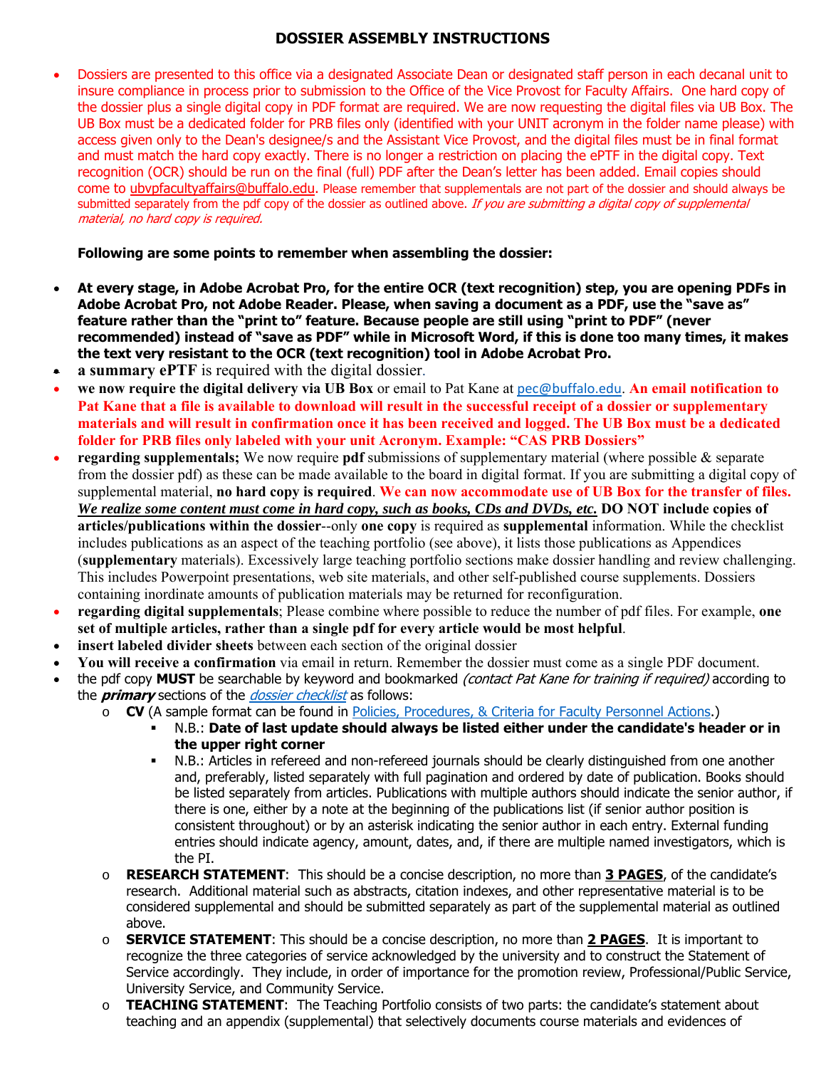# DOSSIER ASSEMBLY INSTRUCTIONS

- Dossiers are presented to this office via a designated Associate Dean or designated staff person in each decanal unit to insure compliance in process prior to submission to the Office of the Vice Provost for Faculty Affairs. One hard copy of the dossier plus a single digital copy in PDF format are required. We are now requesting the digital files via UB Box. The UB Box must be a dedicated folder for PRB files only (identified with your UNIT acronym in the folder name please) with access given only to the Dean's designee/s and the Assistant Vice Provost, and the digital files must be in final format and must match the hard copy exactly. There is no longer a restriction on placing the ePTF in the digital copy. Text recognition (OCR) should be run on the final (full) PDF after the Dean's letter has been added. Email copies should come to ubvpfacultyaffairs@buffalo.edu. Please remember that supplementals are not part of the dossier and should always be submitted separately from the pdf copy of the dossier as outlined above. *If you are submitting a digital copy of supplemental material, no hard copy is required.*

**Following are some points to remember when assembling the dossier:**

- **At every stage, in Adobe Acrobat Pro, for the entire OCR (text recognition) step, you are opening PDFs in Adobe Acrobat Pro, not Adobe Reader. Please, when saving a document as a PDF, use the "save as" feature rather than the "print to" feature. Because people are still using "print to PDF" (never recommended) instead of "save as PDF" while in Microsoft Word, if this is done too many times, it makes the text very resistant to the OCR (text recognition) tool in Adobe Acrobat Pro.**
- **a summary ePTF** is required with the digital dossier.
- **we now require the digital delivery via UB Box** or email to Pat Kane at pec@buffalo.edu. **An email notification to Pat Kane that a file is available to download will result in the successful receipt of a dossier or supplementary materials and will result in confirmation once it has been received and logged. The UB Box must be a dedicated folder for PRB files only labeled with your unit Acronym. Example: "CAS PRB Dossiers"**
- **regarding supplementals;** We now require **pdf** submissions of supplementary material (where possible & separate from the dossier pdf) as these can be made available to the board in digital format. If you are submitting a digital copy of supplemental material, **no hard copy is required**. **We can now accommodate use of UB Box for the transfer of files.** ***We realize some content must come in hard copy, such as books, CDs and DVDs, etc.*** **DO NOT include copies of articles/publications within the dossier**--only **one copy** is required as **supplemental** information. While the checklist includes publications as an aspect of the teaching portfolio (see above), it lists those publications as Appendices (**supplementary** materials). Excessively large teaching portfolio sections make dossier handling and review challenging. This includes Powerpoint presentations, web site materials, and other self-published course supplements. Dossiers containing inordinate amounts of publication materials may be returned for reconfiguration.
- **regarding digital supplementals**; Please combine where possible to reduce the number of pdf files. For example, **one set of multiple articles, rather than a single pdf for every article would be most helpful**.
- **insert labeled divider sheets** between each section of the original dossier
- **You will receive a confirmation** via email in return. Remember the dossier must come as a single PDF document.
- the pdf copy **MUST** be searchable by keyword and bookmarked *(contact Pat Kane for training if required)* according to the ***primary*** sections of the *dossier checklist* as follows:
  - **CV** (A sample format can be found in Policies, Procedures, & Criteria for Faculty Personnel Actions.)
    - N.B.: **Date of last update should always be listed either under the candidate's header or in the upper right corner**
    - N.B.: Articles in refereed and non-refereed journals should be clearly distinguished from one another and, preferably, listed separately with full pagination and ordered by date of publication. Books should be listed separately from articles. Publications with multiple authors should indicate the senior author, if there is one, either by a note at the beginning of the publications list (if senior author position is consistent throughout) or by an asterisk indicating the senior author in each entry. External funding entries should indicate agency, amount, dates, and, if there are multiple named investigators, which is the PI.
  - **RESEARCH STATEMENT**: This should be a concise description, no more than **3 PAGES**, of the candidate's research. Additional material such as abstracts, citation indexes, and other representative material is to be considered supplemental and should be submitted separately as part of the supplemental material as outlined above.
  - **SERVICE STATEMENT**: This should be a concise description, no more than **2 PAGES**. It is important to recognize the three categories of service acknowledged by the university and to construct the Statement of Service accordingly. They include, in order of importance for the promotion review, Professional/Public Service, University Service, and Community Service.
  - **TEACHING STATEMENT**: The Teaching Portfolio consists of two parts: the candidate's statement about teaching and an appendix (supplemental) that selectively documents course materials and evidences of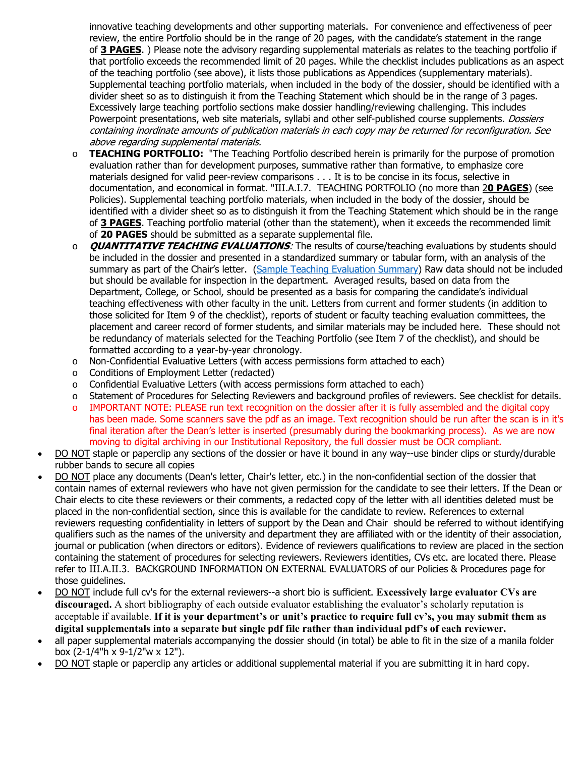innovative teaching developments and other supporting materials. For convenience and effectiveness of peer review, the entire Portfolio should be in the range of 20 pages, with the candidate's statement in the range of **3 PAGES**. ) Please note the advisory regarding supplemental materials as relates to the teaching portfolio if that portfolio exceeds the recommended limit of 20 pages. While the checklist includes publications as an aspect of the teaching portfolio (see above), it lists those publications as Appendices (supplementary materials). Supplemental teaching portfolio materials, when included in the body of the dossier, should be identified with a divider sheet so as to distinguish it from the Teaching Statement which should be in the range of 3 pages. Excessively large teaching portfolio sections make dossier handling/reviewing challenging. This includes Powerpoint presentations, web site materials, syllabi and other self-published course supplements. *Dossiers containing inordinate amounts of publication materials in each copy may be returned for reconfiguration. See above regarding supplemental materials.*

- **TEACHING PORTFOLIO:** "The Teaching Portfolio described herein is primarily for the purpose of promotion evaluation rather than for development purposes, summative rather than formative, to emphasize core materials designed for valid peer-review comparisons . . . It is to be concise in its focus, selective in documentation, and economical in format. "III.A.I.7. TEACHING PORTFOLIO (no more than 2**0 PAGES**) (see Policies). Supplemental teaching portfolio materials, when included in the body of the dossier, should be identified with a divider sheet so as to distinguish it from the Teaching Statement which should be in the range of **3 PAGES**. Teaching portfolio material (other than the statement), when it exceeds the recommended limit of **20 PAGES** should be submitted as a separate supplemental file.
- ***QUANTITATIVE TEACHING EVALUATIONS**:* The results of course/teaching evaluations by students should be included in the dossier and presented in a standardized summary or tabular form, with an analysis of the summary as part of the Chair's letter. (Sample Teaching Evaluation Summary) Raw data should not be included but should be available for inspection in the department. Averaged results, based on data from the Department, College, or School, should be presented as a basis for comparing the candidate's individual teaching effectiveness with other faculty in the unit. Letters from current and former students (in addition to those solicited for Item 9 of the checklist), reports of student or faculty teaching evaluation committees, the placement and career record of former students, and similar materials may be included here. These should not be redundancy of materials selected for the Teaching Portfolio (see Item 7 of the checklist), and should be formatted according to a year-by-year chronology.
- Non-Confidential Evaluative Letters (with access permissions form attached to each)
- Conditions of Employment Letter (redacted)
- Confidential Evaluative Letters (with access permissions form attached to each)
- Statement of Procedures for Selecting Reviewers and background profiles of reviewers. See checklist for details.
- IMPORTANT NOTE: PLEASE run text recognition on the dossier after it is fully assembled and the digital copy has been made. Some scanners save the pdf as an image. Text recognition should be run after the scan is in it's final iteration after the Dean's letter is inserted (presumably during the bookmarking process). As we are now moving to digital archiving in our Institutional Repository, the full dossier must be OCR compliant.

- DO NOT staple or paperclip any sections of the dossier or have it bound in any way--use binder clips or sturdy/durable rubber bands to secure all copies
- DO NOT place any documents (Dean's letter, Chair's letter, etc.) in the non-confidential section of the dossier that contain names of external reviewers who have not given permission for the candidate to see their letters. If the Dean or Chair elects to cite these reviewers or their comments, a redacted copy of the letter with all identities deleted must be placed in the non-confidential section, since this is available for the candidate to review. References to external reviewers requesting confidentiality in letters of support by the Dean and Chair should be referred to without identifying qualifiers such as the names of the university and department they are affiliated with or the identity of their association, journal or publication (when directors or editors). Evidence of reviewers qualifications to review are placed in the section containing the statement of procedures for selecting reviewers. Reviewers identities, CVs etc. are located there. Please refer to III.A.II.3. BACKGROUND INFORMATION ON EXTERNAL EVALUATORS of our Policies & Procedures page for those guidelines.
- DO NOT include full cv's for the external reviewers--a short bio is sufficient. **Excessively large evaluator CVs are discouraged.** A short bibliography of each outside evaluator establishing the evaluator's scholarly reputation is acceptable if available. **If it is your department's or unit's practice to require full cv's, you may submit them as digital supplementals into a separate but single pdf file rather than individual pdf's of each reviewer.**
- all paper supplemental materials accompanying the dossier should (in total) be able to fit in the size of a manila folder box (2-1/4"h x 9-1/2"w x 12").
- DO NOT staple or paperclip any articles or additional supplemental material if you are submitting it in hard copy.